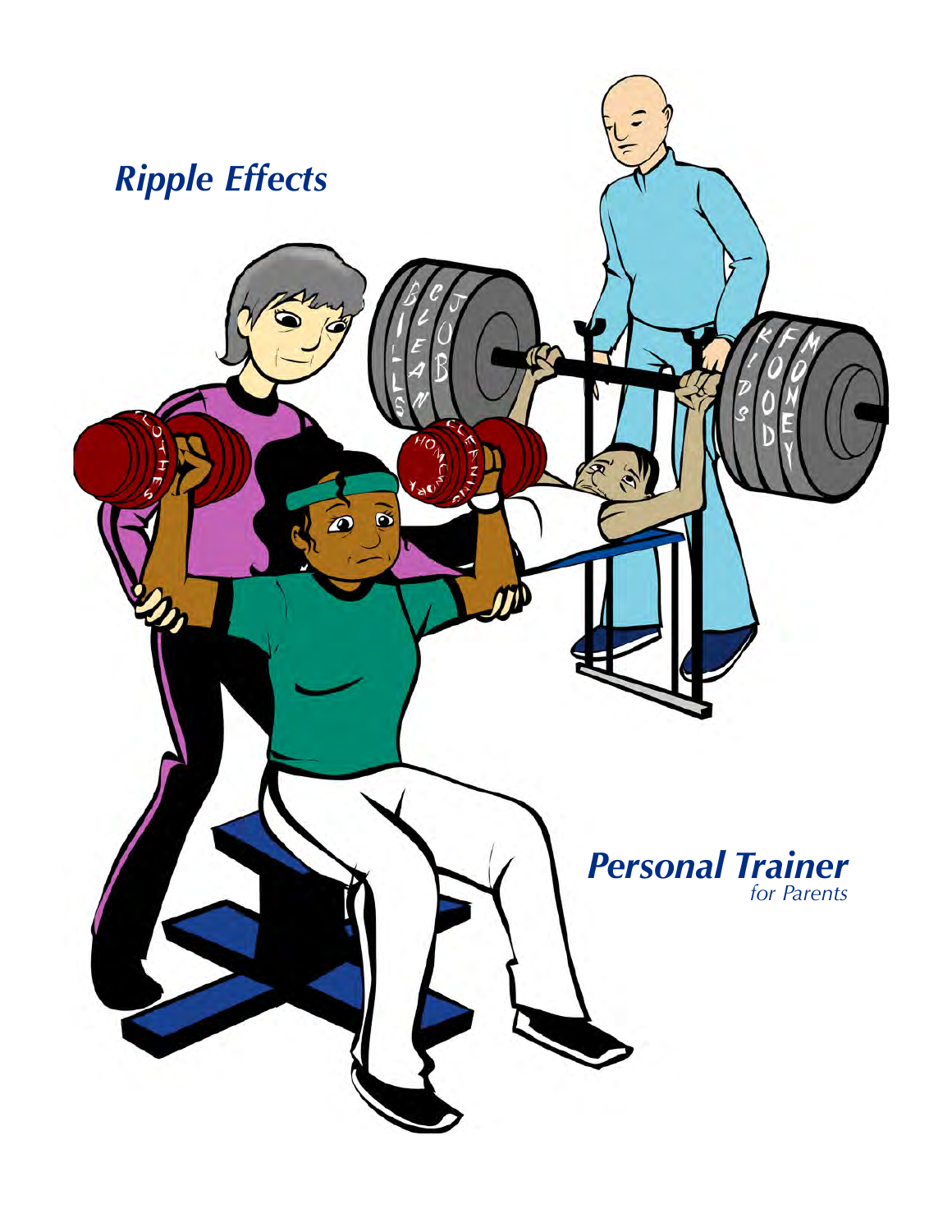# *Ripple Effects*

## *Personal Trainer*
*for Parents*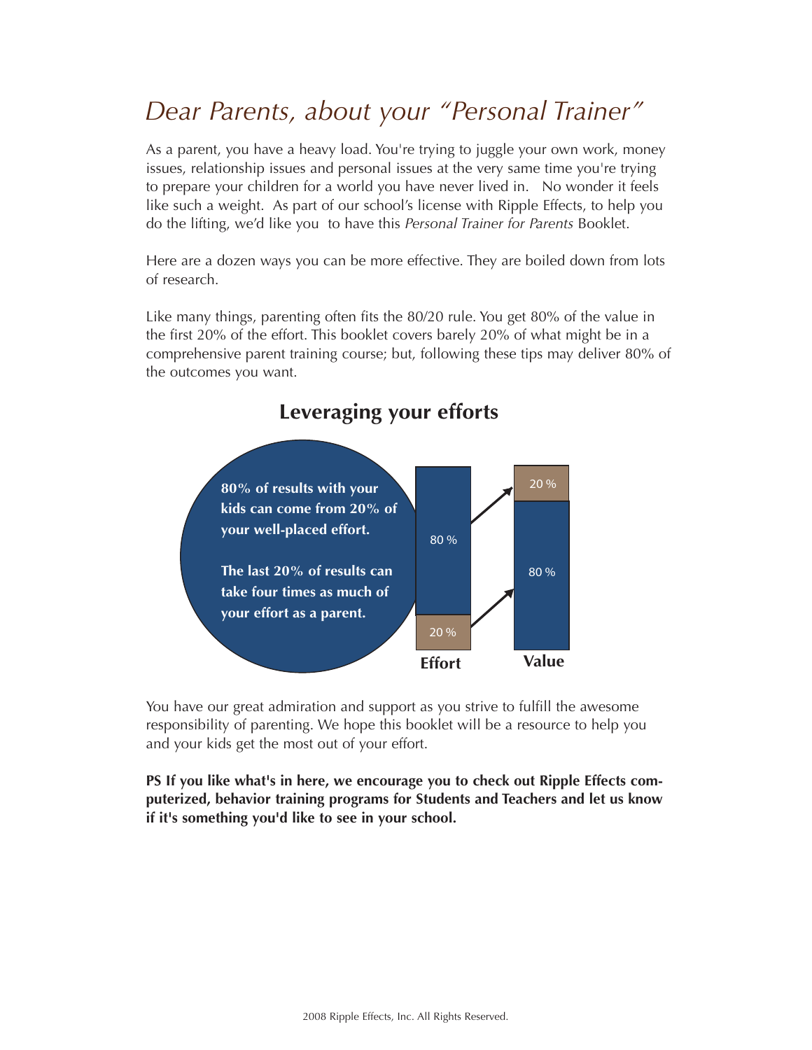# *Dear Parents, about your "Personal Trainer"*

As a parent, you have a heavy load. You're trying to juggle your own work, money issues, relationship issues and personal issues at the very same time you're trying to prepare your children for a world you have never lived in. No wonder it feels like such a weight. As part of our school's license with Ripple Effects, to help you do the lifting, we'd like you to have this *Personal Trainer for Parents* Booklet.

Here are a dozen ways you can be more effective. They are boiled down from lots of research.

Like many things, parenting often fits the 80/20 rule. You get 80% of the value in the first 20% of the effort. This booklet covers barely 20% of what might be in a comprehensive parent training course; but, following these tips may deliver 80% of the outcomes you want.

## Leveraging your efforts

**80% of results with your kids can come from 20% of your well-placed effort.**

**The last 20% of results can take four times as much of your effort as a parent.**

| | Effort | Value |
|---|---|---|
| Well-placed effort | 20 % | 80 % |
| Remaining effort | 80 % | 20 % |

You have our great admiration and support as you strive to fulfill the awesome responsibility of parenting. We hope this booklet will be a resource to help you and your kids get the most out of your effort.

**PS If you like what's in here, we encourage you to check out Ripple Effects computerized, behavior training programs for Students and Teachers and let us know if it's something you'd like to see in your school.**

2008 Ripple Effects, Inc. All Rights Reserved.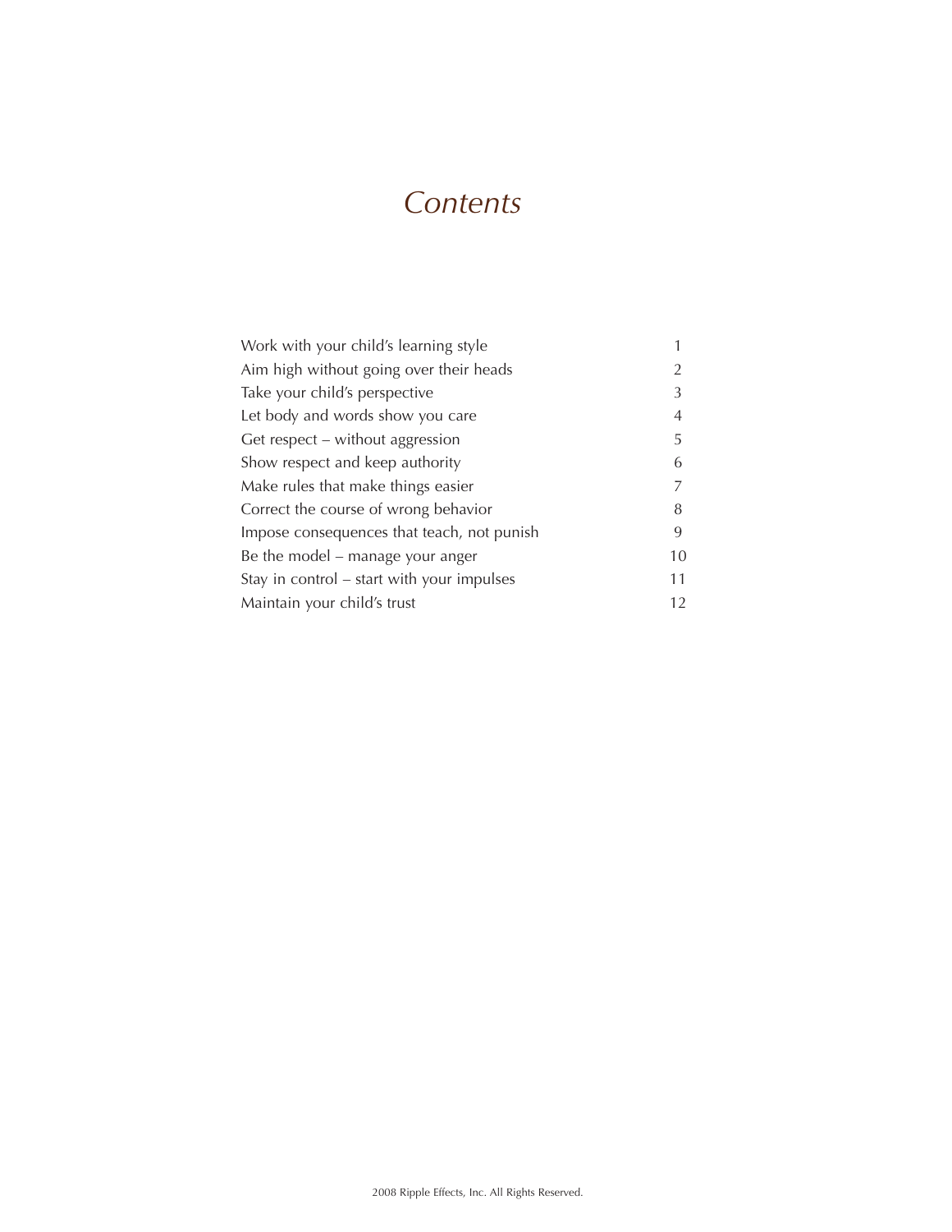# *Contents*

| | |
|---|---|
| Work with your child's learning style | 1 |
| Aim high without going over their heads | 2 |
| Take your child's perspective | 3 |
| Let body and words show you care | 4 |
| Get respect – without aggression | 5 |
| Show respect and keep authority | 6 |
| Make rules that make things easier | 7 |
| Correct the course of wrong behavior | 8 |
| Impose consequences that teach, not punish | 9 |
| Be the model – manage your anger | 10 |
| Stay in control – start with your impulses | 11 |
| Maintain your child's trust | 12 |

2008 Ripple Effects, Inc. All Rights Reserved.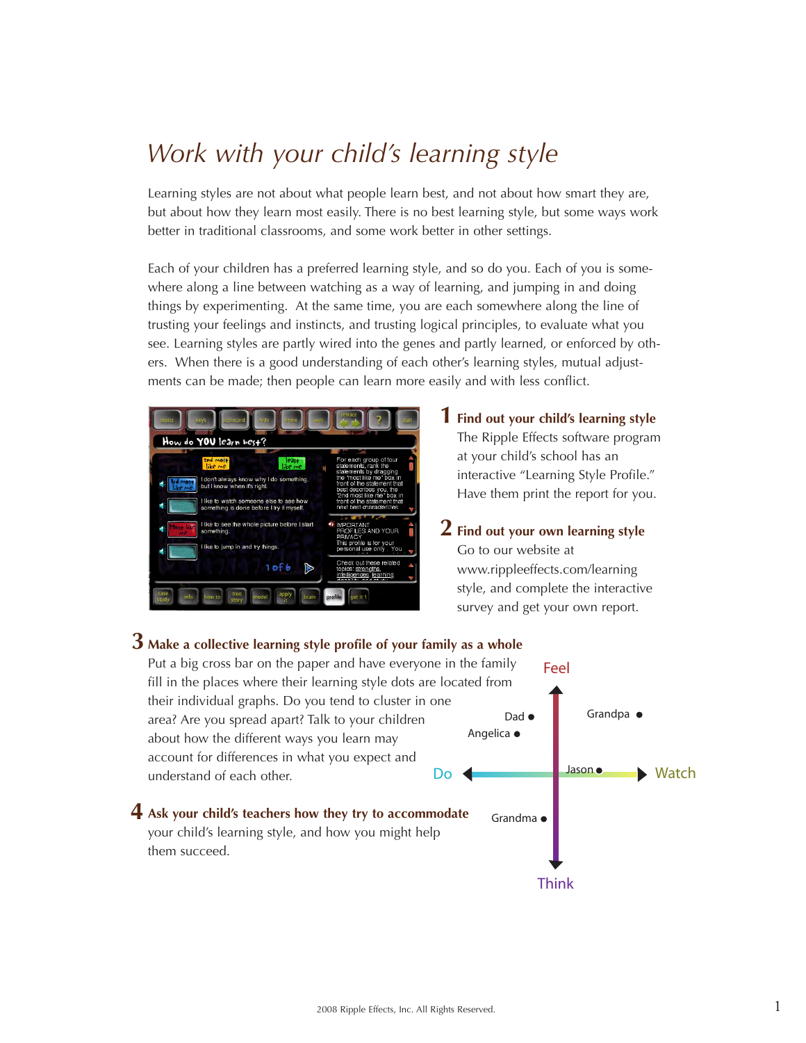# *Work with your child's learning style*

Learning styles are not about what people learn best, and not about how smart they are, but about how they learn most easily. There is no best learning style, but some ways work better in traditional classrooms, and some work better in other settings.

Each of your children has a preferred learning style, and so do you. Each of you is somewhere along a line between watching as a way of learning, and jumping in and doing things by experimenting. At the same time, you are each somewhere along the line of trusting your feelings and instincts, and trusting logical principles, to evaluate what you see. Learning styles are partly wired into the genes and partly learned, or enforced by others. When there is a good understanding of each other's learning styles, mutual adjustments can be made; then people can learn more easily and with less conflict.

## 1 Find out your child's learning style

The Ripple Effects software program at your child's school has an interactive "Learning Style Profile." Have them print the report for you.

## 2 Find out your own learning style

Go to our website at www.rippleeffects.com/learning style, and complete the interactive survey and get your own report.

## 3 Make a collective learning style profile of your family as a whole

Put a big cross bar on the paper and have everyone in the family fill in the places where their learning style dots are located from their individual graphs. Do you tend to cluster in one area? Are you spread apart? Talk to your children about how the different ways you learn may account for differences in what you expect and understand of each other.

Feel

Dad • Grandpa • Angelica •

Do Jason • Watch

Grandma •

Think

## 4 Ask your child's teachers how they try to accommodate

your child's learning style, and how you might help them succeed.

2008 Ripple Effects, Inc. All Rights Reserved.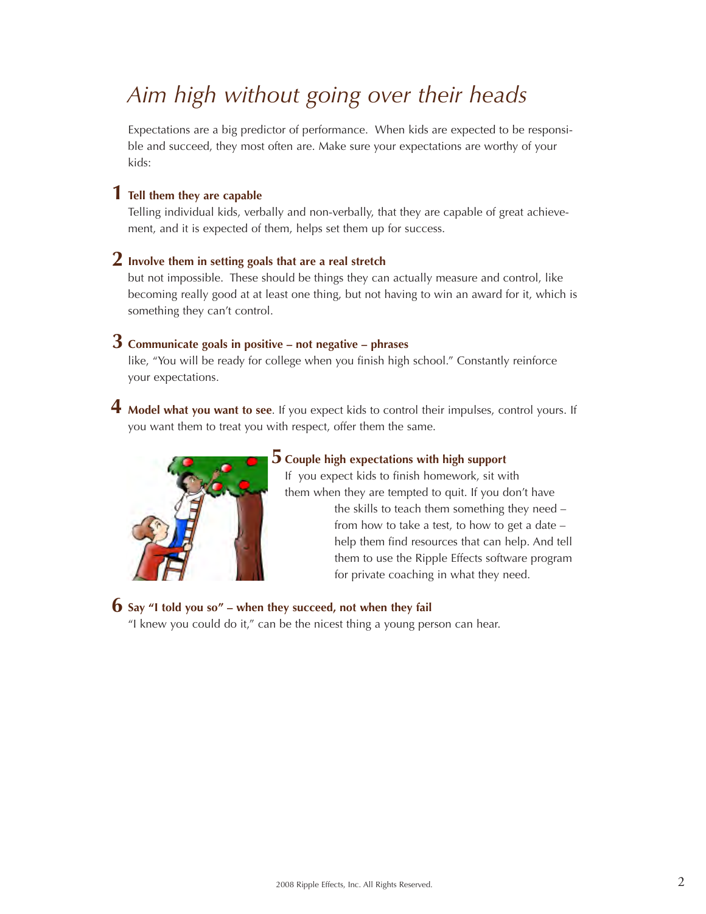# *Aim high without going over their heads*

Expectations are a big predictor of performance. When kids are expected to be responsible and succeed, they most often are. Make sure your expectations are worthy of your kids:

**1 Tell them they are capable**

Telling individual kids, verbally and non-verbally, that they are capable of great achievement, and it is expected of them, helps set them up for success.

**2 Involve them in setting goals that are a real stretch**

but not impossible. These should be things they can actually measure and control, like becoming really good at at least one thing, but not having to win an award for it, which is something they can't control.

**3 Communicate goals in positive – not negative – phrases**

like, "You will be ready for college when you finish high school." Constantly reinforce your expectations.

**4 Model what you want to see**. If you expect kids to control their impulses, control yours. If you want them to treat you with respect, offer them the same.

**5 Couple high expectations with high support**

If you expect kids to finish homework, sit with them when they are tempted to quit. If you don't have the skills to teach them something they need – from how to take a test, to how to get a date – help them find resources that can help. And tell them to use the Ripple Effects software program for private coaching in what they need.

**6 Say "I told you so" – when they succeed, not when they fail**

"I knew you could do it," can be the nicest thing a young person can hear.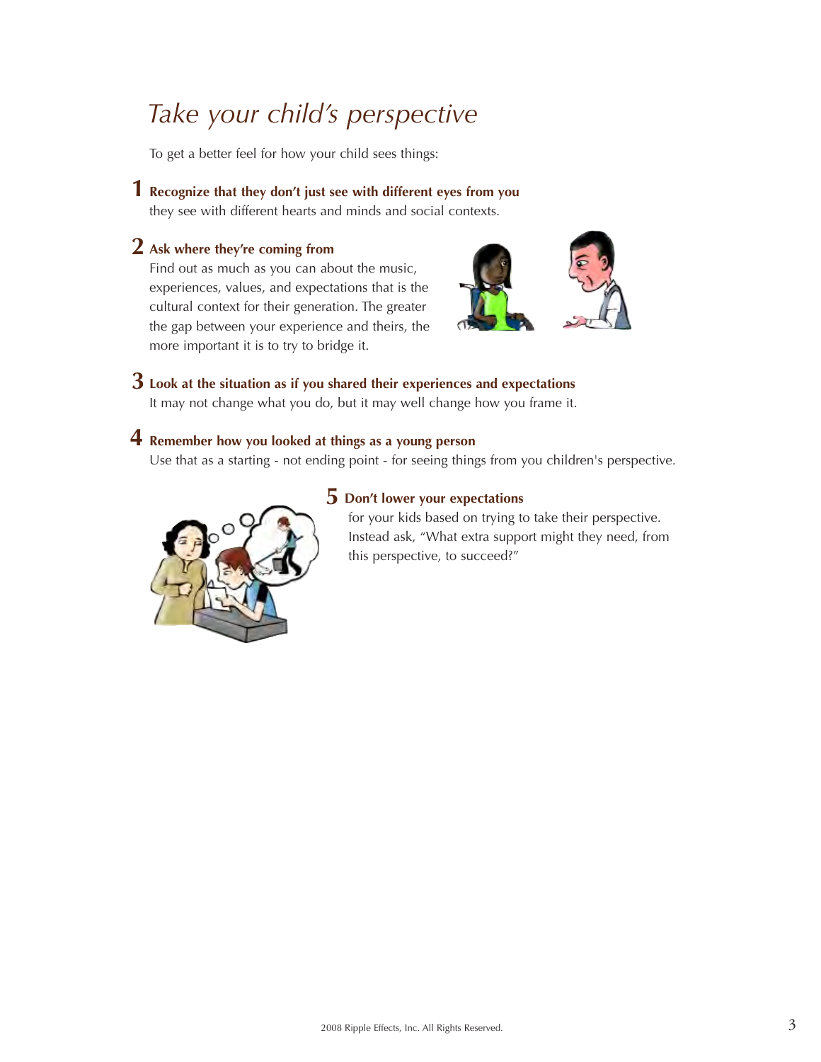# *Take your child's perspective*

To get a better feel for how your child sees things:

**1 Recognize that they don't just see with different eyes from you**
they see with different hearts and minds and social contexts.

**2 Ask where they're coming from**
Find out as much as you can about the music, experiences, values, and expectations that is the cultural context for their generation. The greater the gap between your experience and theirs, the more important it is to try to bridge it.

**3 Look at the situation as if you shared their experiences and expectations**
It may not change what you do, but it may well change how you frame it.

**4 Remember how you looked at things as a young person**
Use that as a starting - not ending point - for seeing things from you children's perspective.

**5 Don't lower your expectations**
for your kids based on trying to take their perspective. Instead ask, "What extra support might they need, from this perspective, to succeed?"

2008 Ripple Effects, Inc. All Rights Reserved.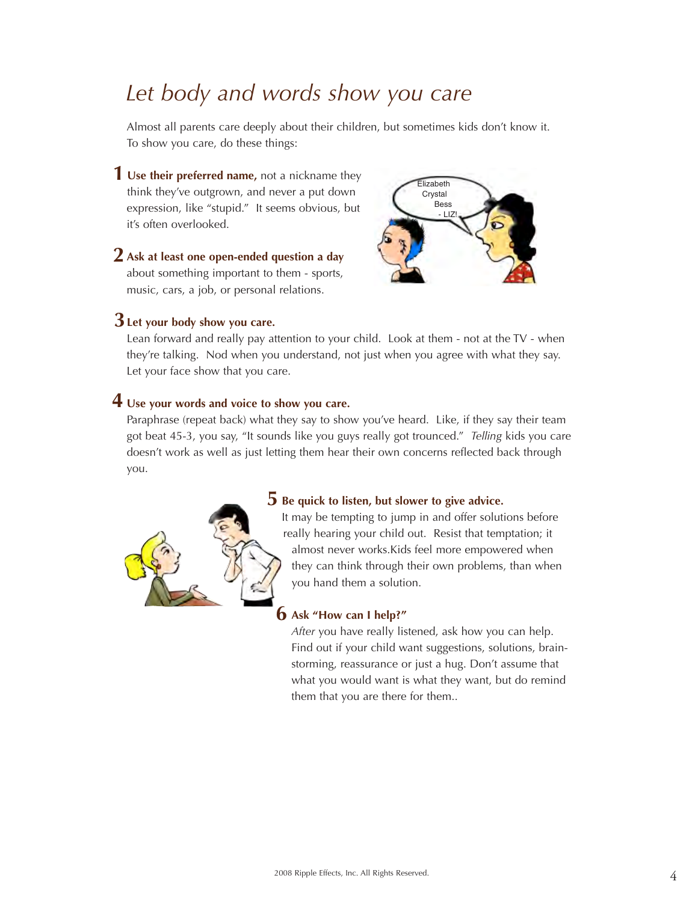# *Let body and words show you care*

Almost all parents care deeply about their children, but sometimes kids don't know it. To show you care, do these things:

**1 Use their preferred name,** not a nickname they think they've outgrown, and never a put down expression, like "stupid." It seems obvious, but it's often overlooked.

**2 Ask at least one open-ended question a day** about something important to them - sports, music, cars, a job, or personal relations.

**3 Let your body show you care.**
Lean forward and really pay attention to your child. Look at them - not at the TV - when they're talking. Nod when you understand, not just when you agree with what they say. Let your face show that you care.

**4 Use your words and voice to show you care.**
Paraphrase (repeat back) what they say to show you've heard. Like, if they say their team got beat 45-3, you say, "It sounds like you guys really got trounced." *Telling* kids you care doesn't work as well as just letting them hear their own concerns reflected back through you.

**5 Be quick to listen, but slower to give advice.**
It may be tempting to jump in and offer solutions before really hearing your child out. Resist that temptation; it almost never works.Kids feel more empowered when they can think through their own problems, than when you hand them a solution.

**6 Ask "How can I help?"**
*After* you have really listened, ask how you can help. Find out if your child want suggestions, solutions, brain-storming, reassurance or just a hug. Don't assume that what you would want is what they want, but do remind them that you are there for them..

2008 Ripple Effects, Inc. All Rights Reserved.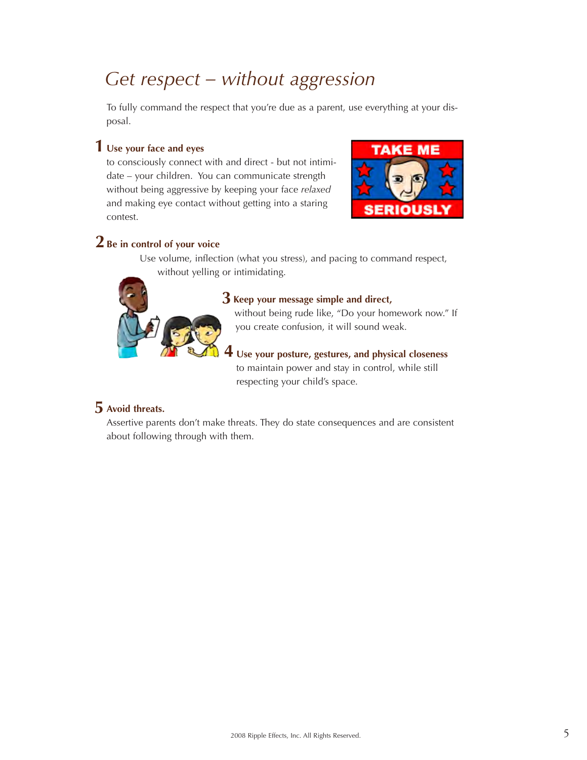# Get respect – without aggression

To fully command the respect that you're due as a parent, use everything at your disposal.

**1 Use your face and eyes** to consciously connect with and direct - but not intimidate – your children. You can communicate strength without being aggressive by keeping your face *relaxed* and making eye contact without getting into a staring contest.

**2 Be in control of your voice**
Use volume, inflection (what you stress), and pacing to command respect, without yelling or intimidating.

**3 Keep your message simple and direct,** without being rude like, "Do your homework now." If you create confusion, it will sound weak.

**4 Use your posture, gestures, and physical closeness** to maintain power and stay in control, while still respecting your child's space.

**5 Avoid threats.**
Assertive parents don't make threats. They do state consequences and are consistent about following through with them.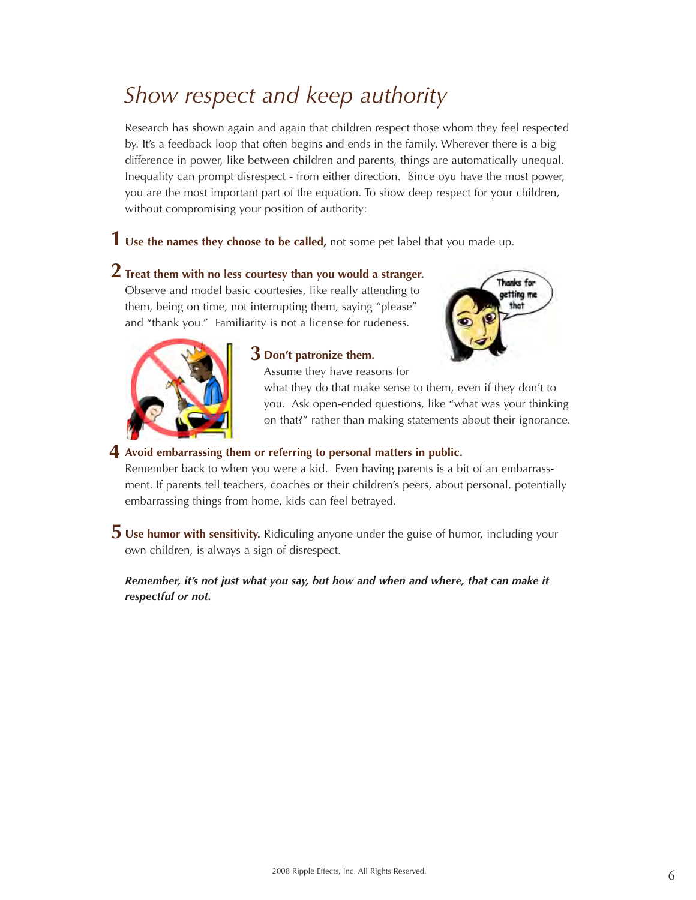# Show respect and keep authority

Research has shown again and again that children respect those whom they feel respected by. It's a feedback loop that often begins and ends in the family. Wherever there is a big difference in power, like between children and parents, things are automatically unequal. Inequality can prompt disrespect - from either direction. ßince oyu have the most power, you are the most important part of the equation. To show deep respect for your children, without compromising your position of authority:

**1 Use the names they choose to be called,** not some pet label that you made up.

**2 Treat them with no less courtesy than you would a stranger.** Observe and model basic courtesies, like really attending to them, being on time, not interrupting them, saying "please" and "thank you." Familiarity is not a license for rudeness.

**3 Don't patronize them.** Assume they have reasons for what they do that make sense to them, even if they don't to you. Ask open-ended questions, like "what was your thinking on that?" rather than making statements about their ignorance.

**4 Avoid embarrassing them or referring to personal matters in public.** Remember back to when you were a kid. Even having parents is a bit of an embarrassment. If parents tell teachers, coaches or their children's peers, about personal, potentially embarrassing things from home, kids can feel betrayed.

**5 Use humor with sensitivity.** Ridiculing anyone under the guise of humor, including your own children, is always a sign of disrespect.

***Remember, it's not just what you say, but how and when and where, that can make it respectful or not.***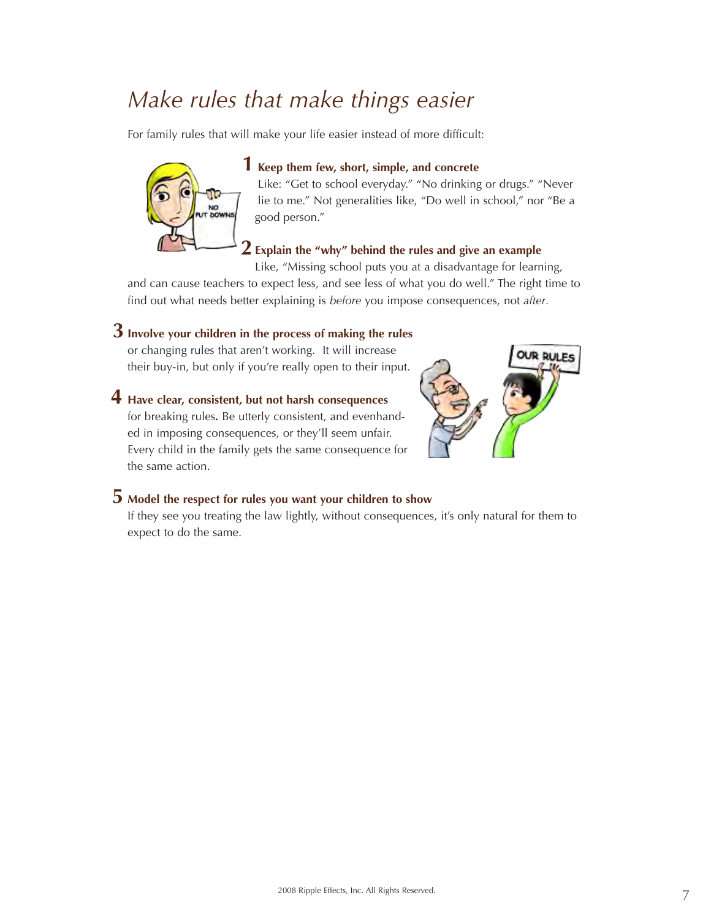# *Make rules that make things easier*

For family rules that will make your life easier instead of more difficult:

**1 Keep them few, short, simple, and concrete**

Like: "Get to school everyday." "No drinking or drugs." "Never lie to me." Not generalities like, "Do well in school," nor "Be a good person."

**2 Explain the "why" behind the rules and give an example**

Like, "Missing school puts you at a disadvantage for learning, and can cause teachers to expect less, and see less of what you do well." The right time to find out what needs better explaining is *before* you impose consequences, not *after*.

**3 Involve your children in the process of making the rules**

or changing rules that aren't working. It will increase their buy-in, but only if you're really open to their input.

**4 Have clear, consistent, but not harsh consequences**

for breaking rules**.** Be utterly consistent, and evenhanded in imposing consequences, or they'll seem unfair. Every child in the family gets the same consequence for the same action.

**5 Model the respect for rules you want your children to show**

If they see you treating the law lightly, without consequences, it's only natural for them to expect to do the same.

2008 Ripple Effects, Inc. All Rights Reserved.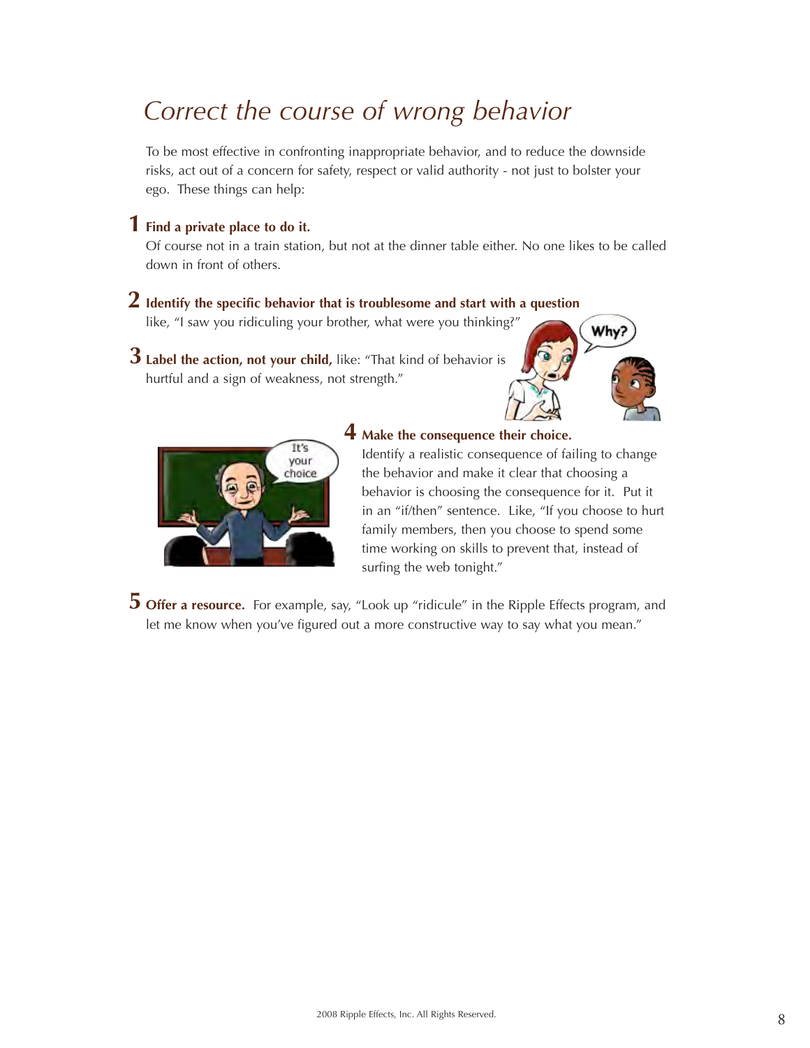# *Correct the course of wrong behavior*

To be most effective in confronting inappropriate behavior, and to reduce the downside risks, act out of a concern for safety, respect or valid authority - not just to bolster your ego. These things can help:

**1 Find a private place to do it.**
Of course not in a train station, but not at the dinner table either. No one likes to be called down in front of others.

**2 Identify the specific behavior that is troublesome and start with a question** like, "I saw you ridiculing your brother, what were you thinking?"

**3 Label the action, not your child,** like: "That kind of behavior is hurtful and a sign of weakness, not strength."

**4 Make the consequence their choice.**
Identify a realistic consequence of failing to change the behavior and make it clear that choosing a behavior is choosing the consequence for it. Put it in an "if/then" sentence. Like, "If you choose to hurt family members, then you choose to spend some time working on skills to prevent that, instead of surfing the web tonight."

**5 Offer a resource.** For example, say, "Look up "ridicule" in the Ripple Effects program, and let me know when you've figured out a more constructive way to say what you mean."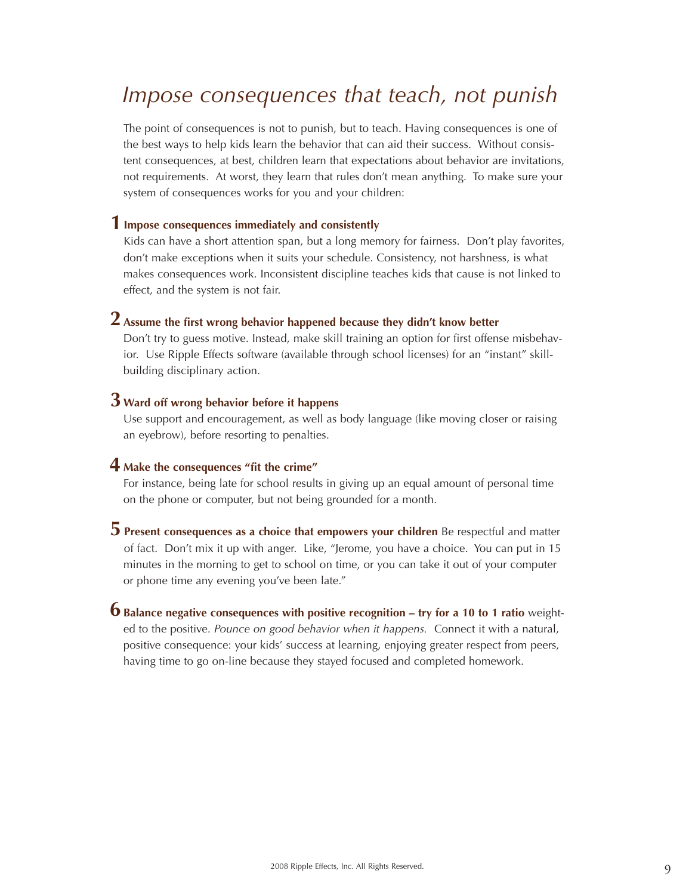# *Impose consequences that teach, not punish*

The point of consequences is not to punish, but to teach. Having consequences is one of the best ways to help kids learn the behavior that can aid their success. Without consistent consequences, at best, children learn that expectations about behavior are invitations, not requirements. At worst, they learn that rules don't mean anything. To make sure your system of consequences works for you and your children:

**1 Impose consequences immediately and consistently**

Kids can have a short attention span, but a long memory for fairness. Don't play favorites, don't make exceptions when it suits your schedule. Consistency, not harshness, is what makes consequences work. Inconsistent discipline teaches kids that cause is not linked to effect, and the system is not fair.

**2 Assume the first wrong behavior happened because they didn't know better**

Don't try to guess motive. Instead, make skill training an option for first offense misbehavior. Use Ripple Effects software (available through school licenses) for an "instant" skill-building disciplinary action.

**3 Ward off wrong behavior before it happens**

Use support and encouragement, as well as body language (like moving closer or raising an eyebrow), before resorting to penalties.

**4 Make the consequences "fit the crime"**

For instance, being late for school results in giving up an equal amount of personal time on the phone or computer, but not being grounded for a month.

**5 Present consequences as a choice that empowers your children** Be respectful and matter of fact. Don't mix it up with anger. Like, "Jerome, you have a choice. You can put in 15 minutes in the morning to get to school on time, or you can take it out of your computer or phone time any evening you've been late."

**6 Balance negative consequences with positive recognition – try for a 10 to 1 ratio** weighted to the positive. *Pounce on good behavior when it happens.* Connect it with a natural, positive consequence: your kids' success at learning, enjoying greater respect from peers, having time to go on-line because they stayed focused and completed homework.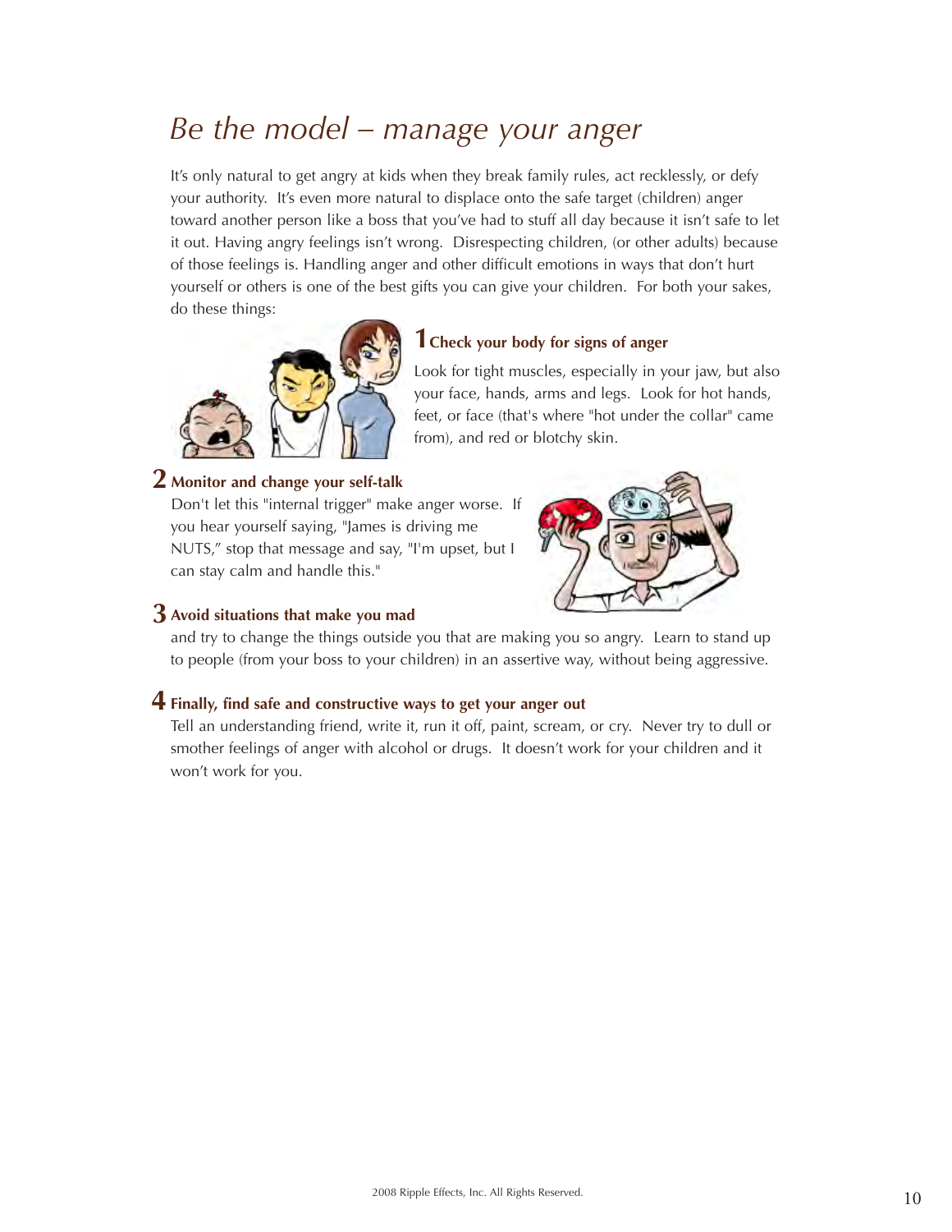# *Be the model – manage your anger*

It's only natural to get angry at kids when they break family rules, act recklessly, or defy your authority. It's even more natural to displace onto the safe target (children) anger toward another person like a boss that you've had to stuff all day because it isn't safe to let it out. Having angry feelings isn't wrong. Disrespecting children, (or other adults) because of those feelings is. Handling anger and other difficult emotions in ways that don't hurt yourself or others is one of the best gifts you can give your children. For both your sakes, do these things:

## 1 Check your body for signs of anger

Look for tight muscles, especially in your jaw, but also your face, hands, arms and legs. Look for hot hands, feet, or face (that's where "hot under the collar" came from), and red or blotchy skin.

## 2 Monitor and change your self-talk

Don't let this "internal trigger" make anger worse. If you hear yourself saying, "James is driving me NUTS," stop that message and say, "I'm upset, but I can stay calm and handle this."

## 3 Avoid situations that make you mad

and try to change the things outside you that are making you so angry. Learn to stand up to people (from your boss to your children) in an assertive way, without being aggressive.

## 4 Finally, find safe and constructive ways to get your anger out

Tell an understanding friend, write it, run it off, paint, scream, or cry. Never try to dull or smother feelings of anger with alcohol or drugs. It doesn't work for your children and it won't work for you.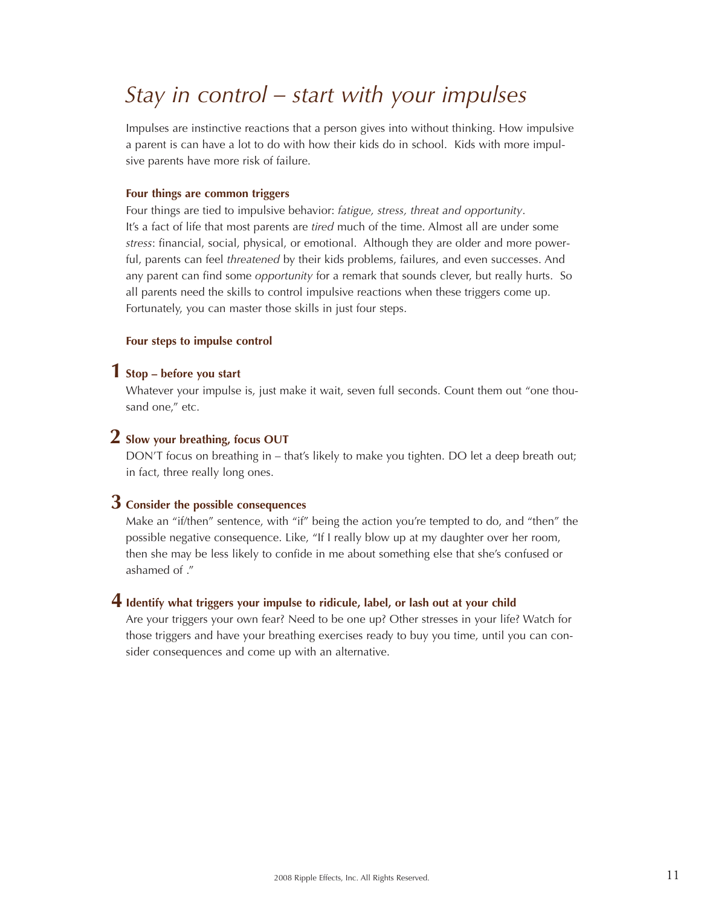# *Stay in control – start with your impulses*

Impulses are instinctive reactions that a person gives into without thinking. How impulsive a parent is can have a lot to do with how their kids do in school. Kids with more impulsive parents have more risk of failure.

**Four things are common triggers**

Four things are tied to impulsive behavior: *fatigue, stress, threat and opportunity*. It's a fact of life that most parents are *tired* much of the time. Almost all are under some *stress*: financial, social, physical, or emotional. Although they are older and more powerful, parents can feel *threatened* by their kids problems, failures, and even successes. And any parent can find some *opportunity* for a remark that sounds clever, but really hurts. So all parents need the skills to control impulsive reactions when these triggers come up. Fortunately, you can master those skills in just four steps.

**Four steps to impulse control**

**1 Stop – before you start**

Whatever your impulse is, just make it wait, seven full seconds. Count them out "one thousand one," etc.

**2 Slow your breathing, focus OUT**

DON'T focus on breathing in – that's likely to make you tighten. DO let a deep breath out; in fact, three really long ones.

**3 Consider the possible consequences**

Make an "if/then" sentence, with "if" being the action you're tempted to do, and "then" the possible negative consequence. Like, "If I really blow up at my daughter over her room, then she may be less likely to confide in me about something else that she's confused or ashamed of ."

**4 Identify what triggers your impulse to ridicule, label, or lash out at your child**

Are your triggers your own fear? Need to be one up? Other stresses in your life? Watch for those triggers and have your breathing exercises ready to buy you time, until you can consider consequences and come up with an alternative.

2008 Ripple Effects, Inc. All Rights Reserved.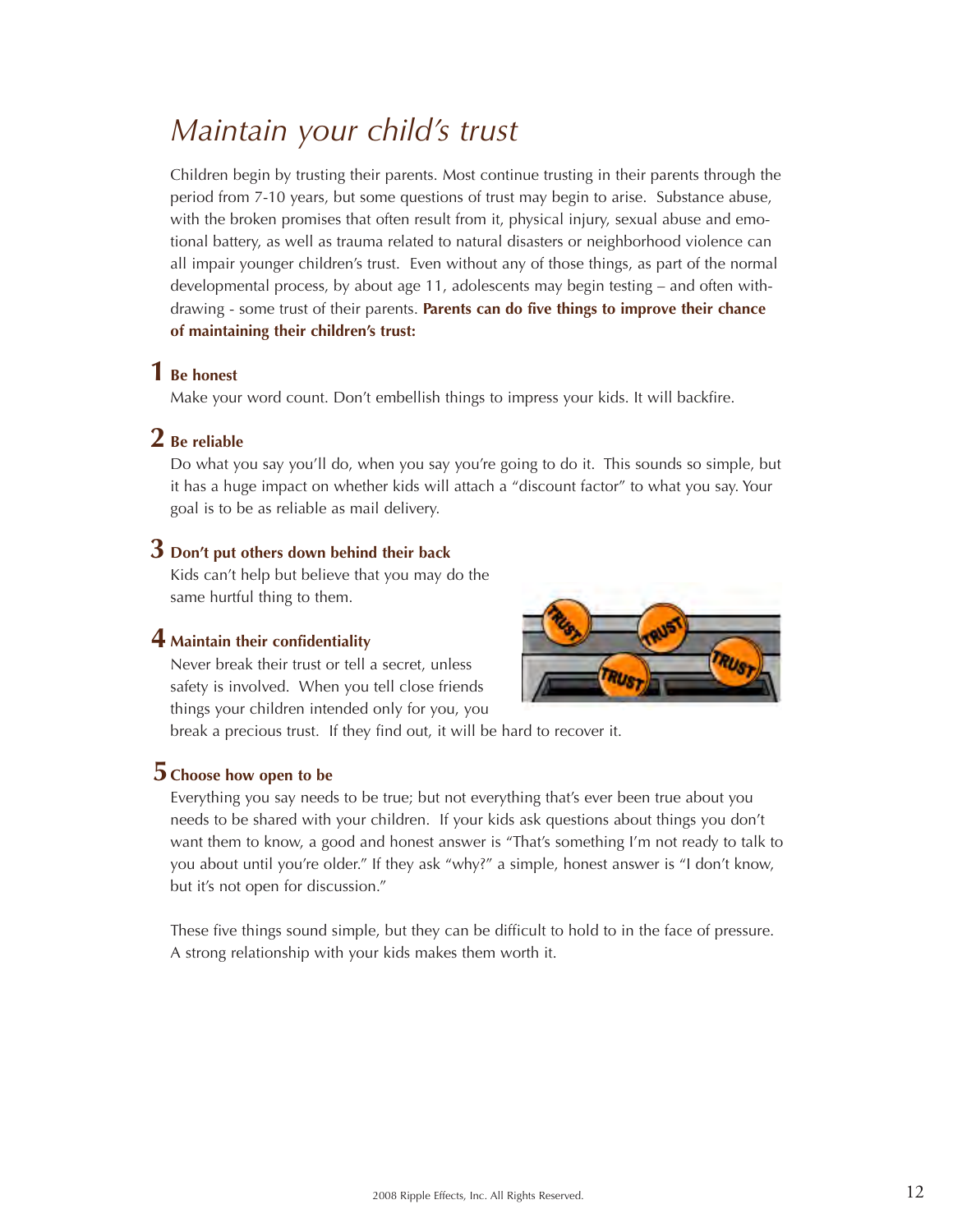# Maintain your child's trust

Children begin by trusting their parents. Most continue trusting in their parents through the period from 7-10 years, but some questions of trust may begin to arise. Substance abuse, with the broken promises that often result from it, physical injury, sexual abuse and emotional battery, as well as trauma related to natural disasters or neighborhood violence can all impair younger children's trust. Even without any of those things, as part of the normal developmental process, by about age 11, adolescents may begin testing – and often withdrawing - some trust of their parents. **Parents can do five things to improve their chance of maintaining their children's trust:**

## 1 Be honest

Make your word count. Don't embellish things to impress your kids. It will backfire.

## 2 Be reliable

Do what you say you'll do, when you say you're going to do it. This sounds so simple, but it has a huge impact on whether kids will attach a "discount factor" to what you say. Your goal is to be as reliable as mail delivery.

## 3 Don't put others down behind their back

Kids can't help but believe that you may do the same hurtful thing to them.

## 4 Maintain their confidentiality

Never break their trust or tell a secret, unless safety is involved. When you tell close friends things your children intended only for you, you break a precious trust. If they find out, it will be hard to recover it.

## 5 Choose how open to be

Everything you say needs to be true; but not everything that's ever been true about you needs to be shared with your children. If your kids ask questions about things you don't want them to know, a good and honest answer is "That's something I'm not ready to talk to you about until you're older." If they ask "why?" a simple, honest answer is "I don't know, but it's not open for discussion."

These five things sound simple, but they can be difficult to hold to in the face of pressure. A strong relationship with your kids makes them worth it.

2008 Ripple Effects, Inc. All Rights Reserved.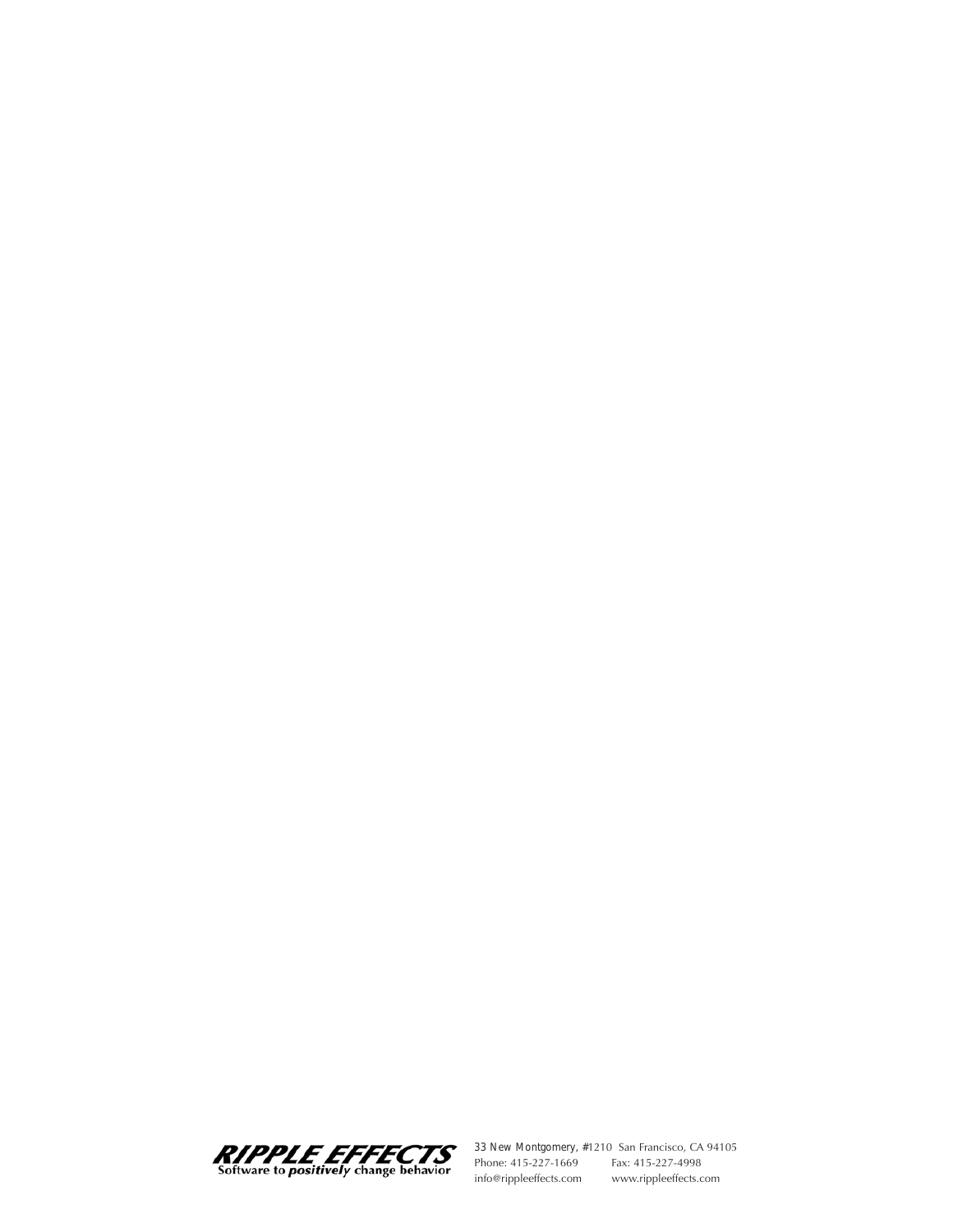**RIPPLE EFFECTS**
Software to *positively* change behavior

33 New Montgomery, #1210 San Francisco, CA 94105
Phone: 415-227-1669 Fax: 415-227-4998
info@rippleeffects.com www.rippleeffects.com